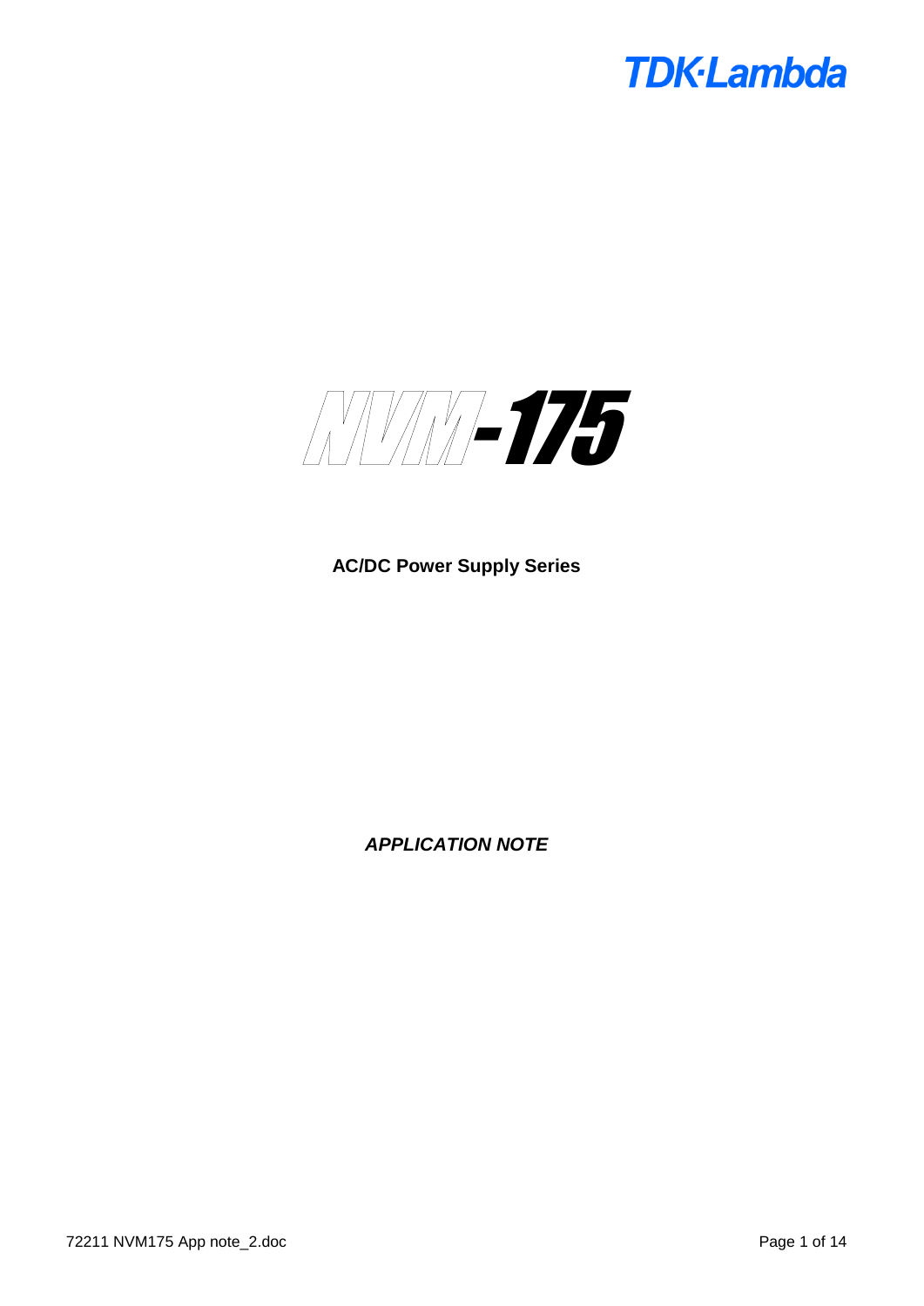TDK·Lambda

# NVM-175

**AC/DC Power Supply Series**

***APPLICATION NOTE***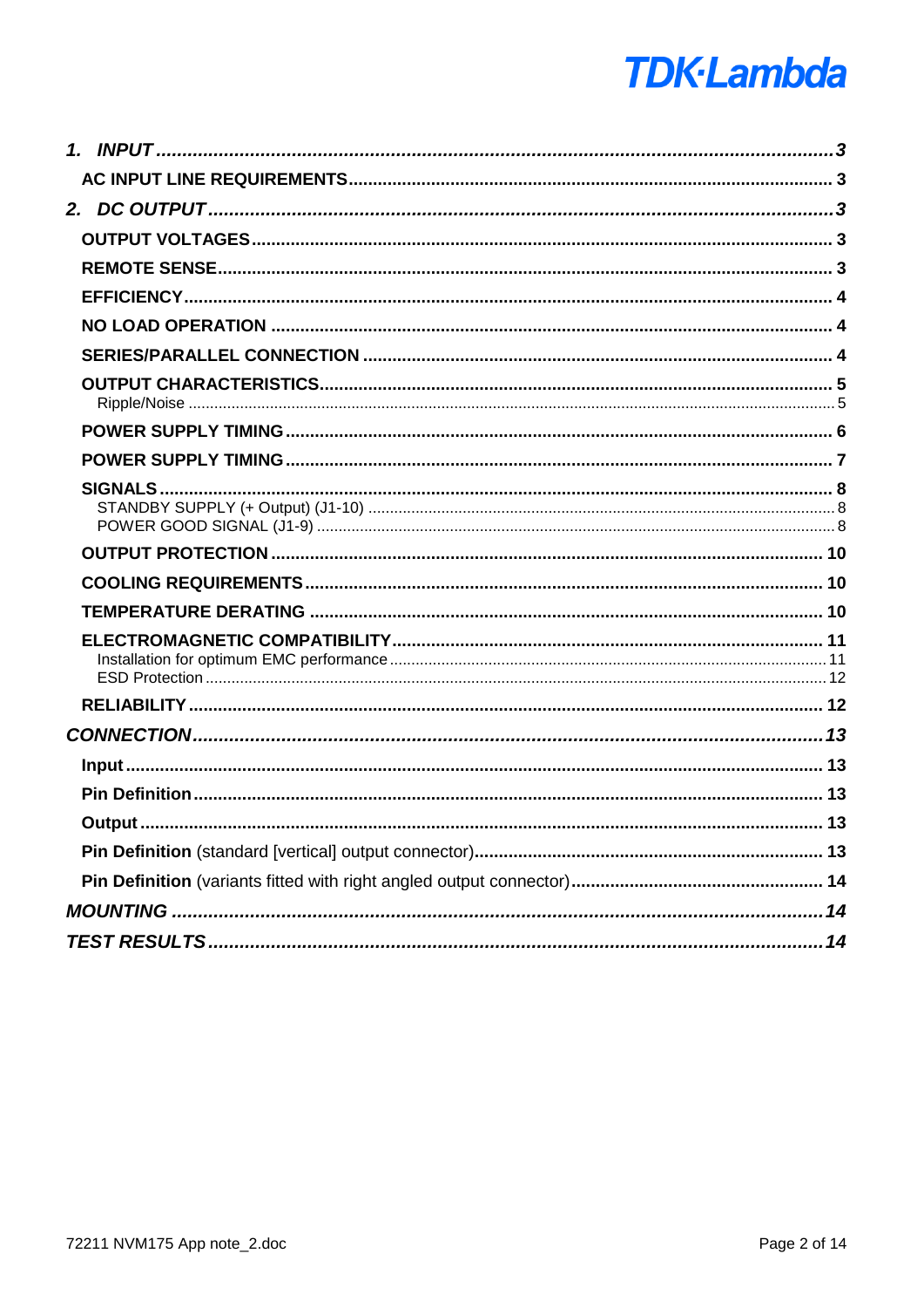**1. INPUT** ........ **3**

**AC INPUT LINE REQUIREMENTS** ........ 3

**2. DC OUTPUT** ........ **3**

**OUTPUT VOLTAGES** ........ 3

**REMOTE SENSE** ........ 3

**EFFICIENCY** ........ 4

**NO LOAD OPERATION** ........ 4

**SERIES/PARALLEL CONNECTION** ........ 4

**OUTPUT CHARACTERISTICS** ........ 5

Ripple/Noise ........ 5

**POWER SUPPLY TIMING** ........ 6

**POWER SUPPLY TIMING** ........ 7

**SIGNALS** ........ 8

STANDBY SUPPLY (+ Output) (J1-10) ........ 8

POWER GOOD SIGNAL (J1-9) ........ 8

**OUTPUT PROTECTION** ........ 10

**COOLING REQUIREMENTS** ........ 10

**TEMPERATURE DERATING** ........ 10

**ELECTROMAGNETIC COMPATIBILITY** ........ 11

Installation for optimum EMC performance ........ 11

ESD Protection ........ 12

**RELIABILITY** ........ 12

***CONNECTION*** ........ ***13***

**Input** ........ 13

**Pin Definition** ........ 13

**Output** ........ 13

**Pin Definition** (standard [vertical] output connector) ........ 13

**Pin Definition** (variants fitted with right angled output connector) ........ 14

***MOUNTING*** ........ ***14***

***TEST RESULTS*** ........ ***14***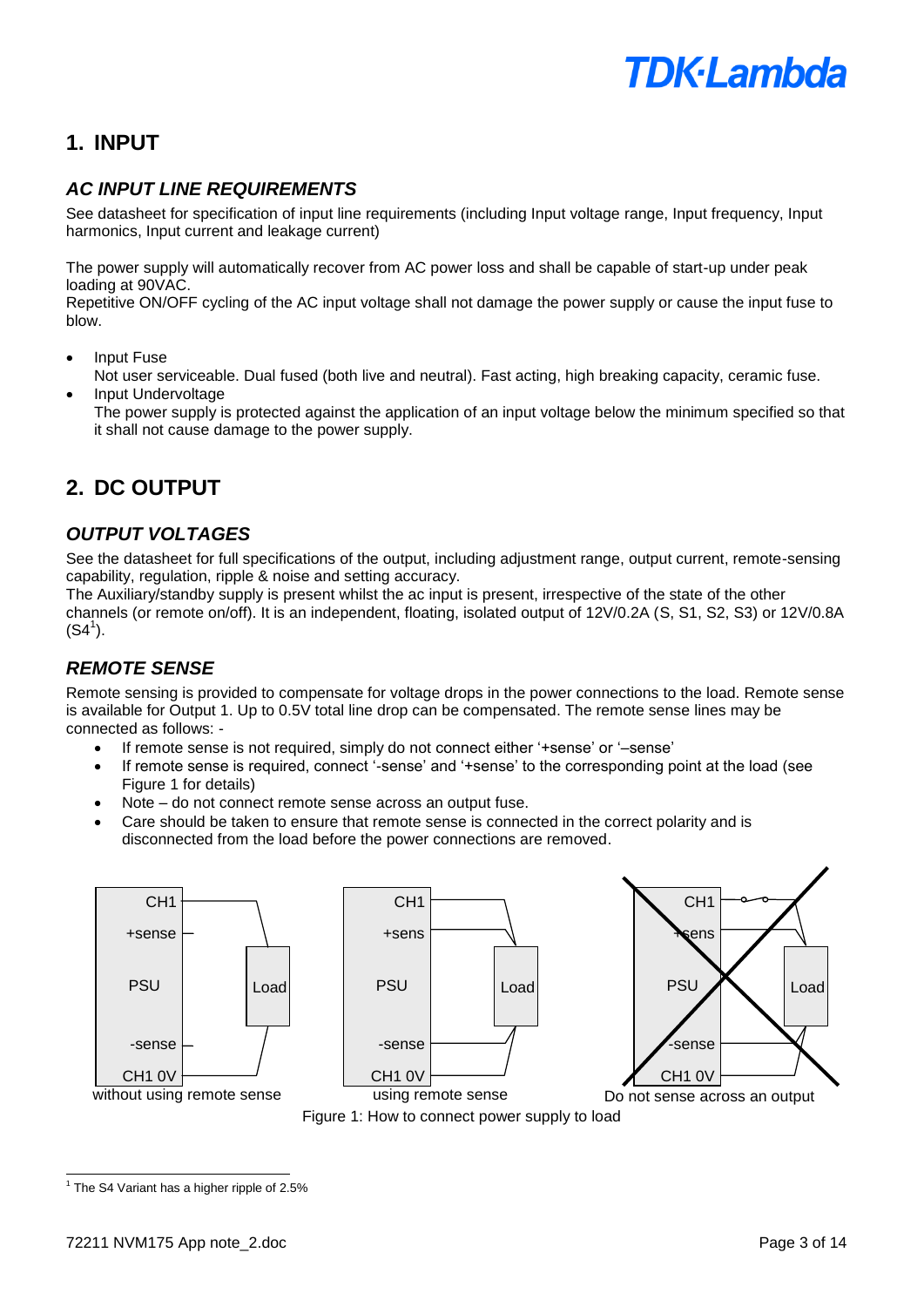# 1. INPUT

## *AC INPUT LINE REQUIREMENTS*

See datasheet for specification of input line requirements (including Input voltage range, Input frequency, Input harmonics, Input current and leakage current)

The power supply will automatically recover from AC power loss and shall be capable of start-up under peak loading at 90VAC.
Repetitive ON/OFF cycling of the AC input voltage shall not damage the power supply or cause the input fuse to blow.

- Input Fuse
  Not user serviceable. Dual fused (both live and neutral). Fast acting, high breaking capacity, ceramic fuse.
- Input Undervoltage
  The power supply is protected against the application of an input voltage below the minimum specified so that it shall not cause damage to the power supply.

# 2. DC OUTPUT

## *OUTPUT VOLTAGES*

See the datasheet for full specifications of the output, including adjustment range, output current, remote-sensing capability, regulation, ripple & noise and setting accuracy.
The Auxiliary/standby supply is present whilst the ac input is present, irrespective of the state of the other channels (or remote on/off). It is an independent, floating, isolated output of 12V/0.2A (S, S1, S2, S3) or 12V/0.8A (S4[1]).

## *REMOTE SENSE*

Remote sensing is provided to compensate for voltage drops in the power connections to the load. Remote sense is available for Output 1. Up to 0.5V total line drop can be compensated. The remote sense lines may be connected as follows: -

- If remote sense is not required, simply do not connect either '+sense' or '–sense'
- If remote sense is required, connect '-sense' and '+sense' to the corresponding point at the load (see Figure 1 for details)
- Note – do not connect remote sense across an output fuse.
- Care should be taken to ensure that remote sense is connected in the correct polarity and is disconnected from the load before the power connections are removed.

without using remote sense | using remote sense | Do not sense across an output

Figure 1: How to connect power supply to load

[1] The S4 Variant has a higher ripple of 2.5%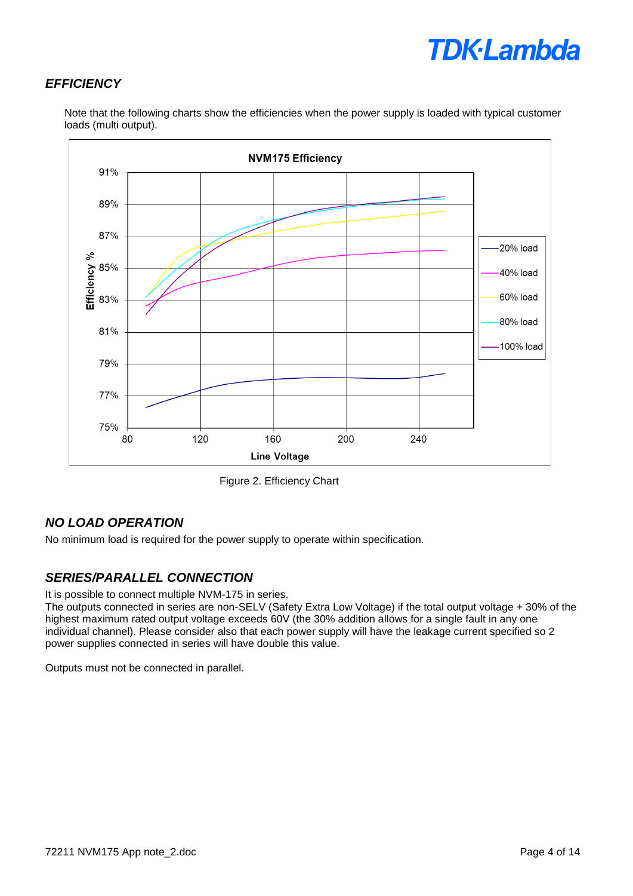## *EFFICIENCY*

Note that the following charts show the efficiencies when the power supply is loaded with typical customer loads (multi output).

Figure 2. Efficiency Chart

## *NO LOAD OPERATION*

No minimum load is required for the power supply to operate within specification.

## *SERIES/PARALLEL CONNECTION*

It is possible to connect multiple NVM-175 in series.
The outputs connected in series are non-SELV (Safety Extra Low Voltage) if the total output voltage + 30% of the highest maximum rated output voltage exceeds 60V (the 30% addition allows for a single fault in any one individual channel). Please consider also that each power supply will have the leakage current specified so 2 power supplies connected in series will have double this value.

Outputs must not be connected in parallel.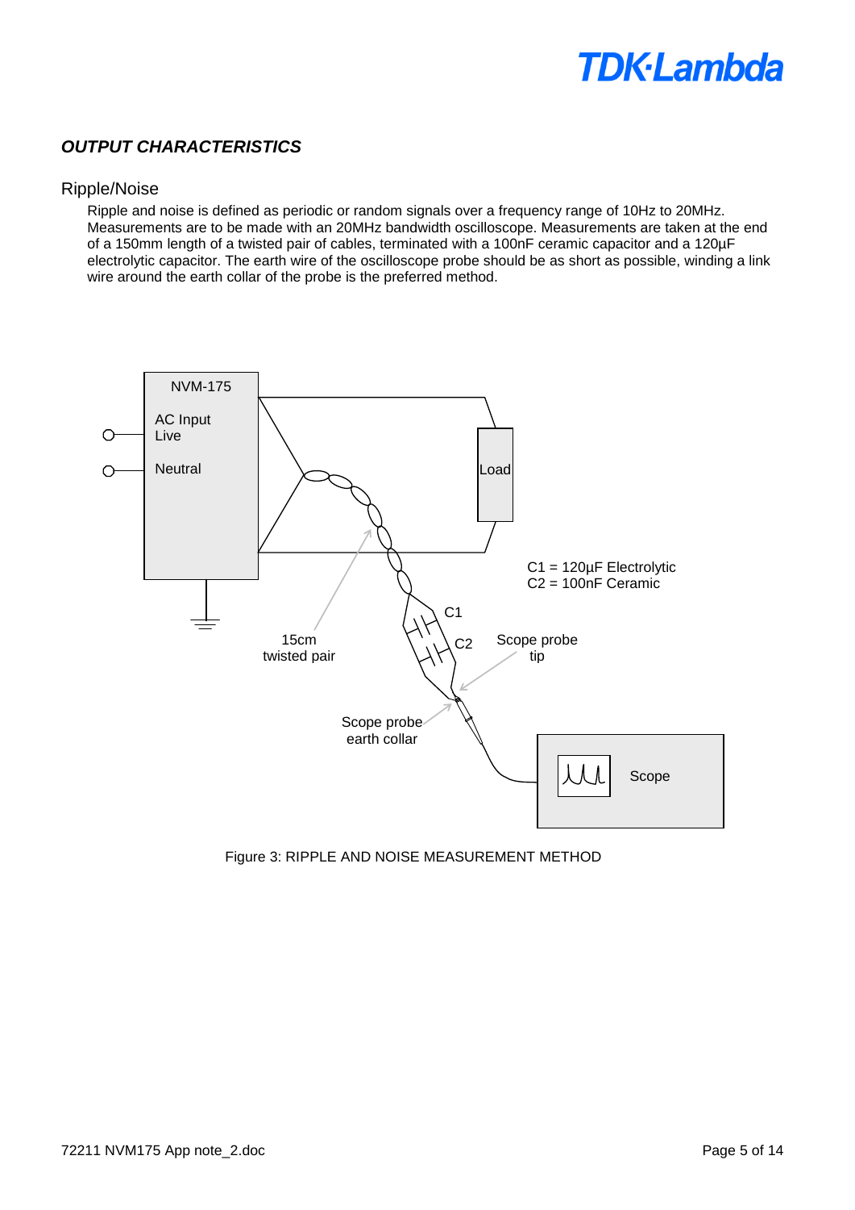## *OUTPUT CHARACTERISTICS*

### Ripple/Noise

Ripple and noise is defined as periodic or random signals over a frequency range of 10Hz to 20MHz. Measurements are to be made with an 20MHz bandwidth oscilloscope. Measurements are taken at the end of a 150mm length of a twisted pair of cables, terminated with a 100nF ceramic capacitor and a 120µF electrolytic capacitor. The earth wire of the oscilloscope probe should be as short as possible, winding a link wire around the earth collar of the probe is the preferred method.

Figure 3: RIPPLE AND NOISE MEASUREMENT METHOD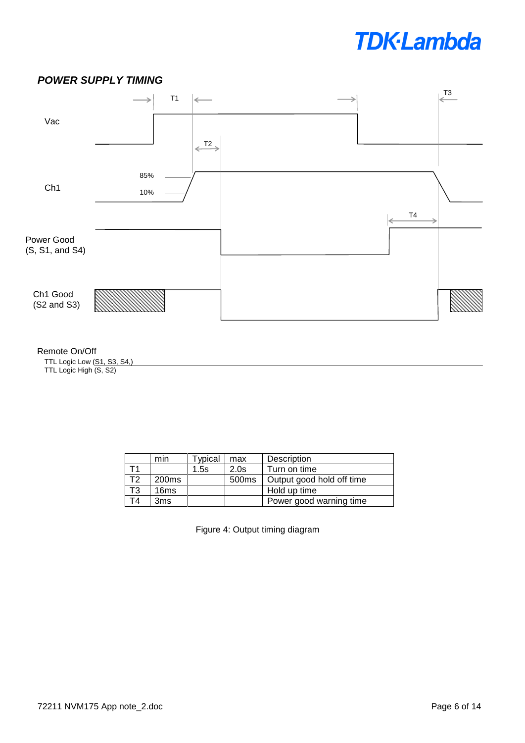## *POWER SUPPLY TIMING*

T1

T3

Vac

T2

85%

Ch1

10%

T4

Power Good
(S, S1, and S4)

Ch1 Good
(S2 and S3)

Remote On/Off

TTL Logic Low (S1, S3, S4,)
TTL Logic High (S, S2)

| | min | Typical | max | Description |
|---|---|---|---|---|
| T1 | | 1.5s | 2.0s | Turn on time |
| T2 | 200ms | | 500ms | Output good hold off time |
| T3 | 16ms | | | Hold up time |
| T4 | 3ms | | | Power good warning time |

Figure 4: Output timing diagram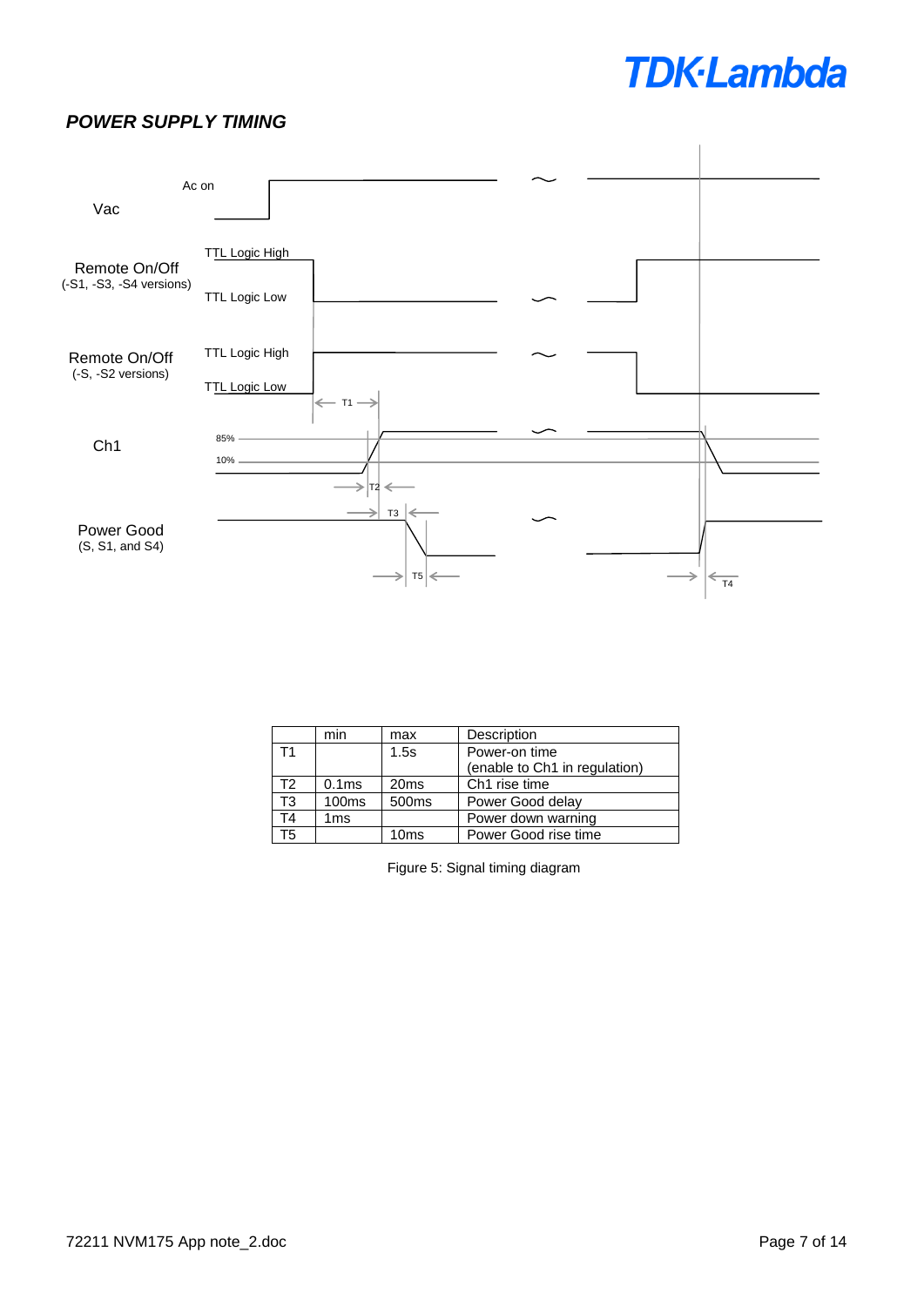## *POWER SUPPLY TIMING*

|  | min | max | Description |
|---|---|---|---|
| T1 |  | 1.5s | Power-on time (enable to Ch1 in regulation) |
| T2 | 0.1ms | 20ms | Ch1 rise time |
| T3 | 100ms | 500ms | Power Good delay |
| T4 | 1ms |  | Power down warning |
| T5 |  | 10ms | Power Good rise time |

Figure 5: Signal timing diagram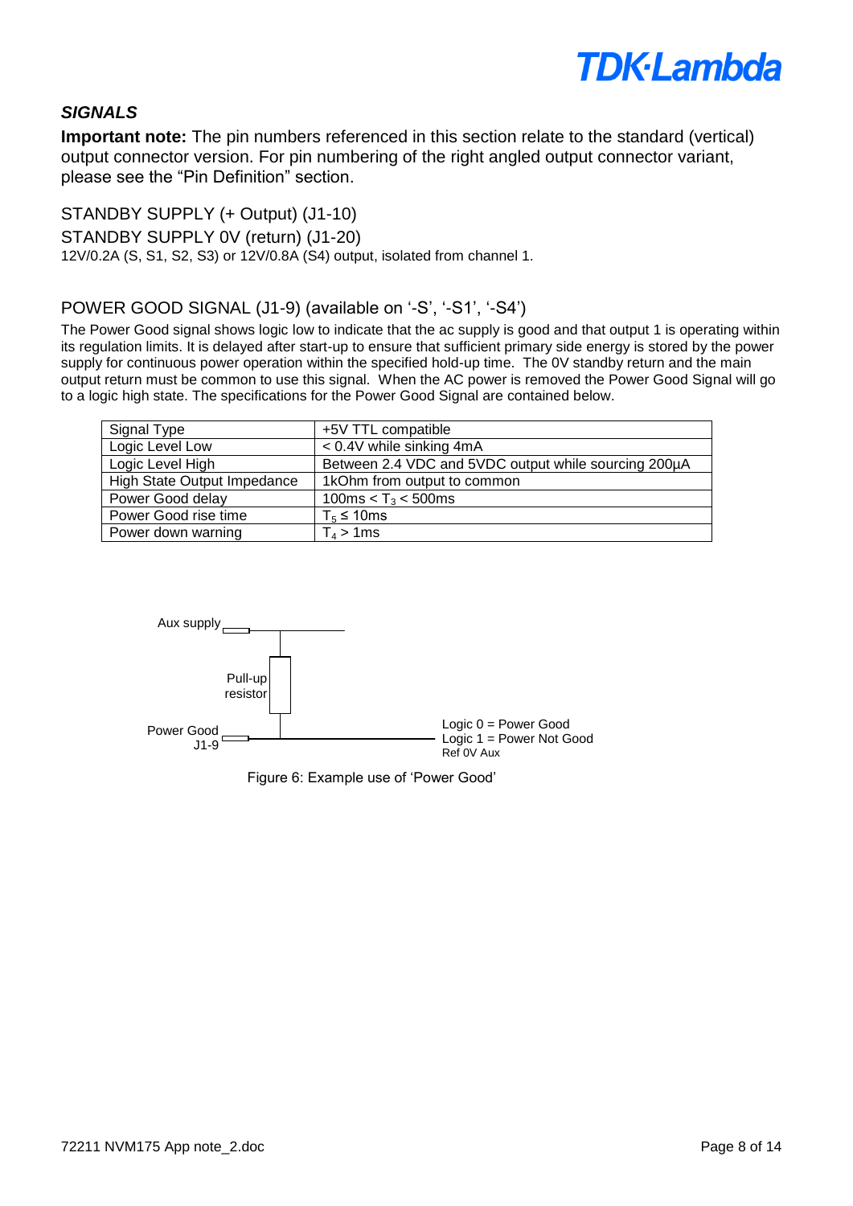## *SIGNALS*

**Important note:** The pin numbers referenced in this section relate to the standard (vertical) output connector version. For pin numbering of the right angled output connector variant, please see the “Pin Definition” section.

### STANDBY SUPPLY (+ Output) (J1-10)

### STANDBY SUPPLY 0V (return) (J1-20)

12V/0.2A (S, S1, S2, S3) or 12V/0.8A (S4) output, isolated from channel 1.

### POWER GOOD SIGNAL (J1-9) (available on ‘-S’, ‘-S1’, ‘-S4’)

The Power Good signal shows logic low to indicate that the ac supply is good and that output 1 is operating within its regulation limits. It is delayed after start-up to ensure that sufficient primary side energy is stored by the power supply for continuous power operation within the specified hold-up time. The 0V standby return and the main output return must be common to use this signal. When the AC power is removed the Power Good Signal will go to a logic high state. The specifications for the Power Good Signal are contained below.

| Signal Type | +5V TTL compatible |
|---|---|
| Logic Level Low | < 0.4V while sinking 4mA |
| Logic Level High | Between 2.4 VDC and 5VDC output while sourcing 200µA |
| High State Output Impedance | 1kOhm from output to common |
| Power Good delay | 100ms < $T_3$ < 500ms |
| Power Good rise time | $T_5 \leq$ 10ms |
| Power down warning | $T_4$ > 1ms |

Aux supply

Pull-up resistor

Power Good J1-9

Logic 0 = Power Good
Logic 1 = Power Not Good
Ref 0V Aux

Figure 6: Example use of ‘Power Good’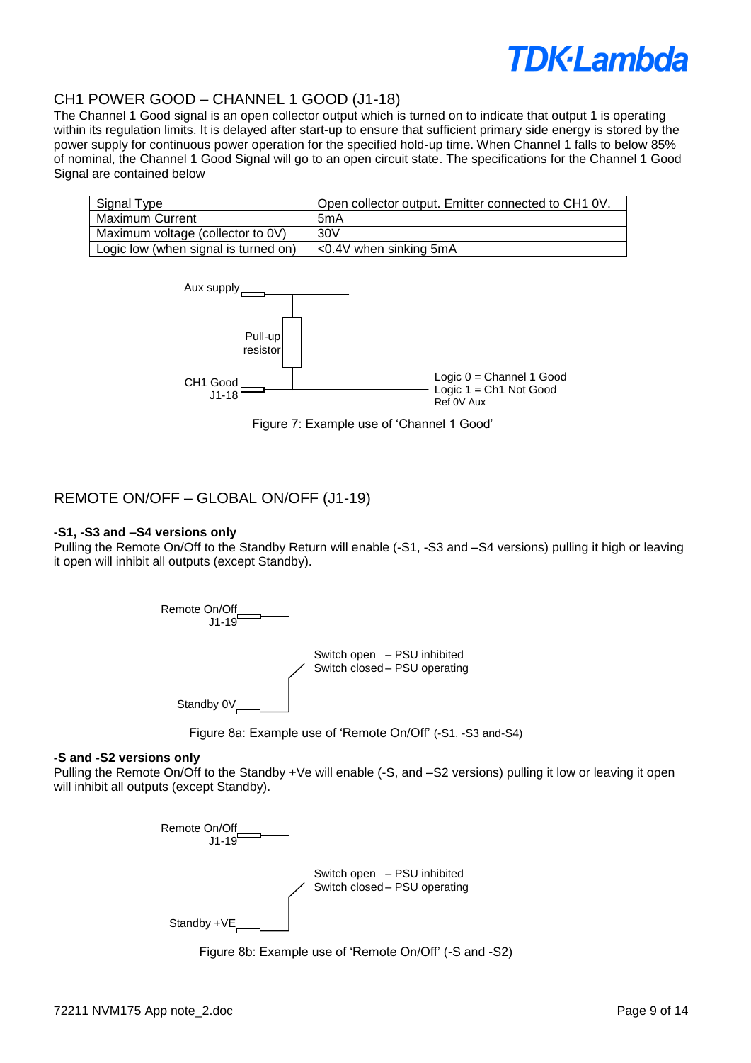## CH1 POWER GOOD – CHANNEL 1 GOOD (J1-18)

The Channel 1 Good signal is an open collector output which is turned on to indicate that output 1 is operating within its regulation limits. It is delayed after start-up to ensure that sufficient primary side energy is stored by the power supply for continuous power operation for the specified hold-up time. When Channel 1 falls to below 85% of nominal, the Channel 1 Good Signal will go to an open circuit state. The specifications for the Channel 1 Good Signal are contained below

| Signal Type | Open collector output. Emitter connected to CH1 0V. |
|---|---|
| Maximum Current | 5mA |
| Maximum voltage (collector to 0V) | 30V |
| Logic low (when signal is turned on) | <0.4V when sinking 5mA |

Aux supply

Pull-up resistor

CH1 Good J1-18

Logic 0 = Channel 1 Good
Logic 1 = Ch1 Not Good
Ref 0V Aux

Figure 7: Example use of 'Channel 1 Good'

## REMOTE ON/OFF – GLOBAL ON/OFF (J1-19)

**-S1, -S3 and –S4 versions only**

Pulling the Remote On/Off to the Standby Return will enable (-S1, -S3 and –S4 versions) pulling it high or leaving it open will inhibit all outputs (except Standby).

Remote On/Off J1-19

Switch open – PSU inhibited
Switch closed – PSU operating

Standby 0V

Figure 8a: Example use of 'Remote On/Off' (-S1, -S3 and-S4)

**-S and -S2 versions only**

Pulling the Remote On/Off to the Standby +Ve will enable (-S, and –S2 versions) pulling it low or leaving it open will inhibit all outputs (except Standby).

Remote On/Off J1-19

Switch open – PSU inhibited
Switch closed – PSU operating

Standby +VE

Figure 8b: Example use of 'Remote On/Off' (-S and -S2)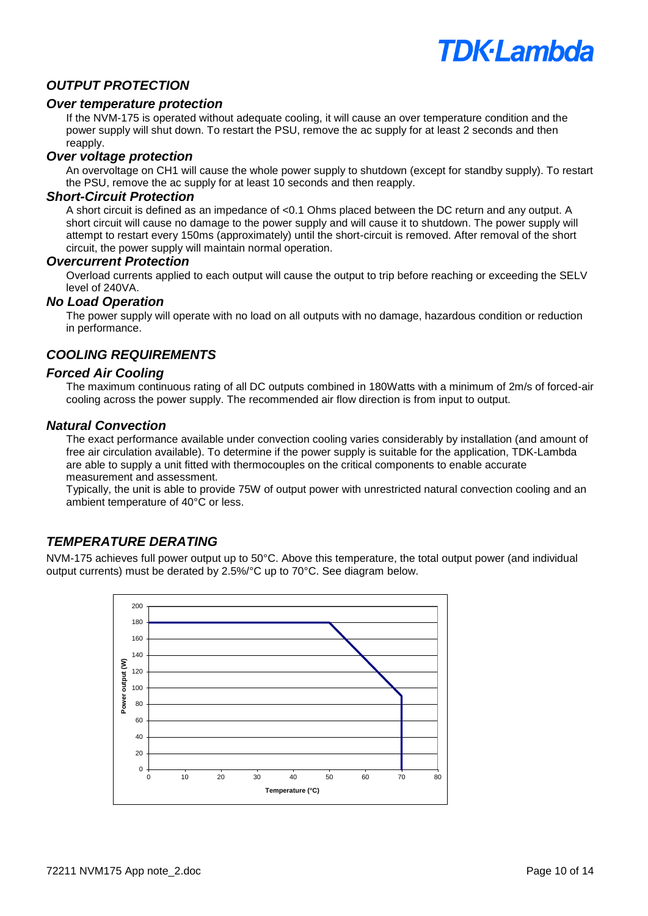## *OUTPUT PROTECTION*

### *Over temperature protection*

If the NVM-175 is operated without adequate cooling, it will cause an over temperature condition and the power supply will shut down. To restart the PSU, remove the ac supply for at least 2 seconds and then reapply.

### *Over voltage protection*

An overvoltage on CH1 will cause the whole power supply to shutdown (except for standby supply). To restart the PSU, remove the ac supply for at least 10 seconds and then reapply.

### *Short-Circuit Protection*

A short circuit is defined as an impedance of <0.1 Ohms placed between the DC return and any output. A short circuit will cause no damage to the power supply and will cause it to shutdown. The power supply will attempt to restart every 150ms (approximately) until the short-circuit is removed. After removal of the short circuit, the power supply will maintain normal operation.

### *Overcurrent Protection*

Overload currents applied to each output will cause the output to trip before reaching or exceeding the SELV level of 240VA.

### *No Load Operation*

The power supply will operate with no load on all outputs with no damage, hazardous condition or reduction in performance.

## *COOLING REQUIREMENTS*

### *Forced Air Cooling*

The maximum continuous rating of all DC outputs combined in 180Watts with a minimum of 2m/s of forced-air cooling across the power supply. The recommended air flow direction is from input to output.

### *Natural Convection*

The exact performance available under convection cooling varies considerably by installation (and amount of free air circulation available). To determine if the power supply is suitable for the application, TDK-Lambda are able to supply a unit fitted with thermocouples on the critical components to enable accurate measurement and assessment.

Typically, the unit is able to provide 75W of output power with unrestricted natural convection cooling and an ambient temperature of 40°C or less.

## *TEMPERATURE DERATING*

NVM-175 achieves full power output up to 50°C. Above this temperature, the total output power (and individual output currents) must be derated by 2.5%/°C up to 70°C. See diagram below.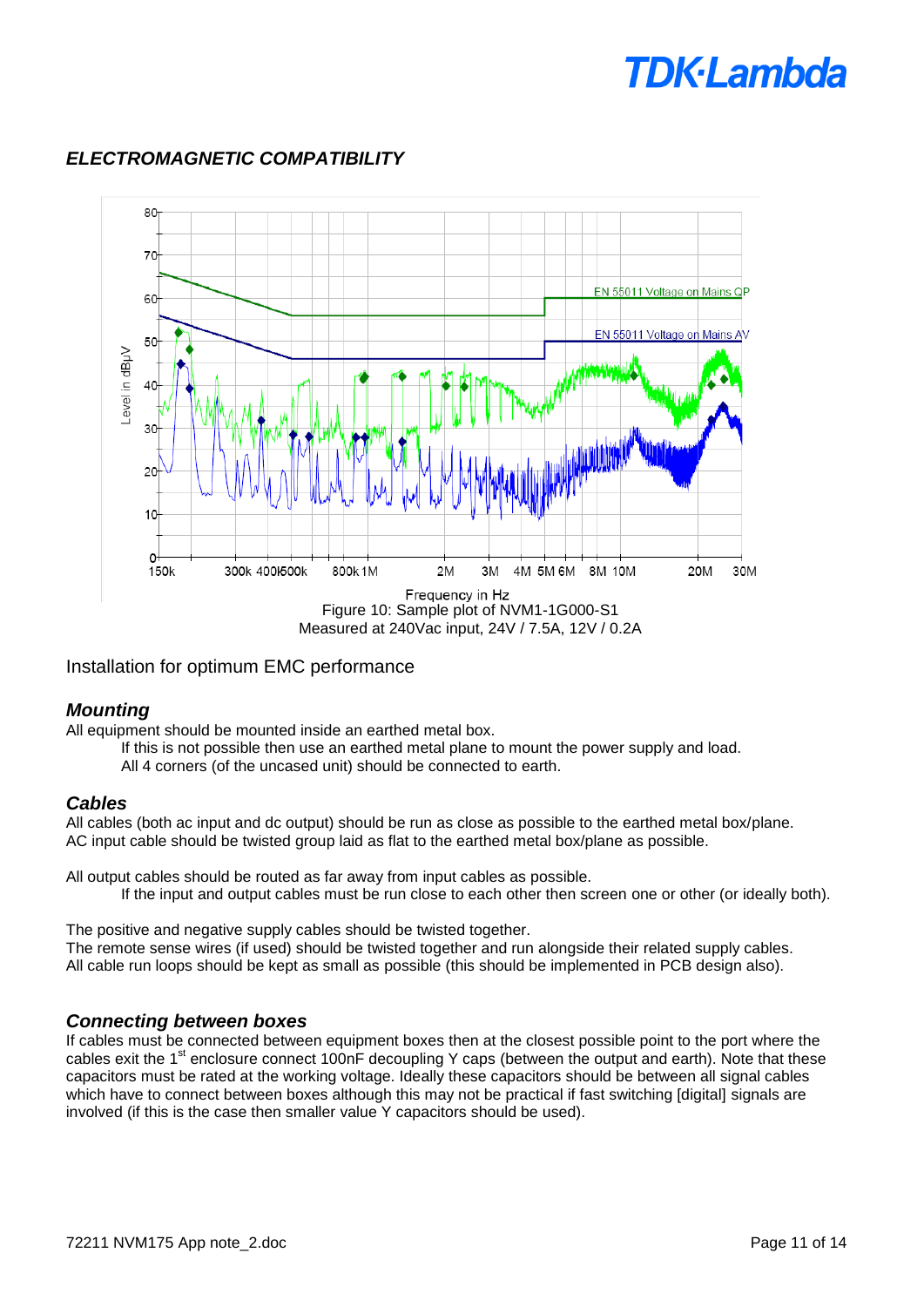## *ELECTROMAGNETIC COMPATIBILITY*

Figure 10: Sample plot of NVM1-1G000-S1
Measured at 240Vac input, 24V / 7.5A, 12V / 0.2A

Installation for optimum EMC performance

### *Mounting*

All equipment should be mounted inside an earthed metal box.

If this is not possible then use an earthed metal plane to mount the power supply and load.
All 4 corners (of the uncased unit) should be connected to earth.

### *Cables*

All cables (both ac input and dc output) should be run as close as possible to the earthed metal box/plane.
AC input cable should be twisted group laid as flat to the earthed metal box/plane as possible.

All output cables should be routed as far away from input cables as possible.

If the input and output cables must be run close to each other then screen one or other (or ideally both).

The positive and negative supply cables should be twisted together.
The remote sense wires (if used) should be twisted together and run alongside their related supply cables.
All cable run loops should be kept as small as possible (this should be implemented in PCB design also).

### *Connecting between boxes*

If cables must be connected between equipment boxes then at the closest possible point to the port where the cables exit the 1st enclosure connect 100nF decoupling Y caps (between the output and earth). Note that these capacitors must be rated at the working voltage. Ideally these capacitors should be between all signal cables which have to connect between boxes although this may not be practical if fast switching [digital] signals are involved (if this is the case then smaller value Y capacitors should be used).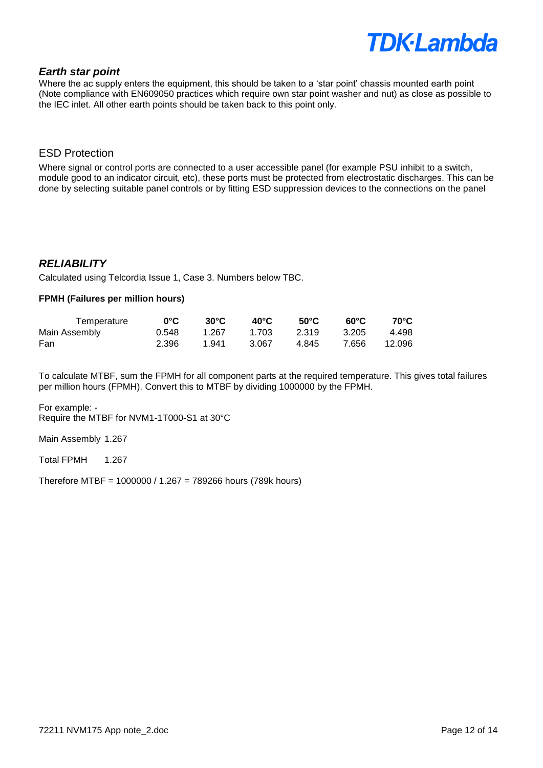### *Earth star point*

Where the ac supply enters the equipment, this should be taken to a 'star point' chassis mounted earth point (Note compliance with EN609050 practices which require own star point washer and nut) as close as possible to the IEC inlet. All other earth points should be taken back to this point only.

### ESD Protection

Where signal or control ports are connected to a user accessible panel (for example PSU inhibit to a switch, module good to an indicator circuit, etc), these ports must be protected from electrostatic discharges. This can be done by selecting suitable panel controls or by fitting ESD suppression devices to the connections on the panel

## *RELIABILITY*

Calculated using Telcordia Issue 1, Case 3. Numbers below TBC.

**FPMH (Failures per million hours)**

| Temperature | **0°C** | **30°C** | **40°C** | **50°C** | **60°C** | **70°C** |
|---|---|---|---|---|---|---|
| Main Assembly | 0.548 | 1.267 | 1.703 | 2.319 | 3.205 | 4.498 |
| Fan | 2.396 | 1.941 | 3.067 | 4.845 | 7.656 | 12.096 |

To calculate MTBF, sum the FPMH for all component parts at the required temperature. This gives total failures per million hours (FPMH). Convert this to MTBF by dividing 1000000 by the FPMH.

For example: -
Require the MTBF for NVM1-1T000-S1 at 30°C

Main Assembly 1.267

Total FPMH 1.267

Therefore MTBF = 1000000 / 1.267 = 789266 hours (789k hours)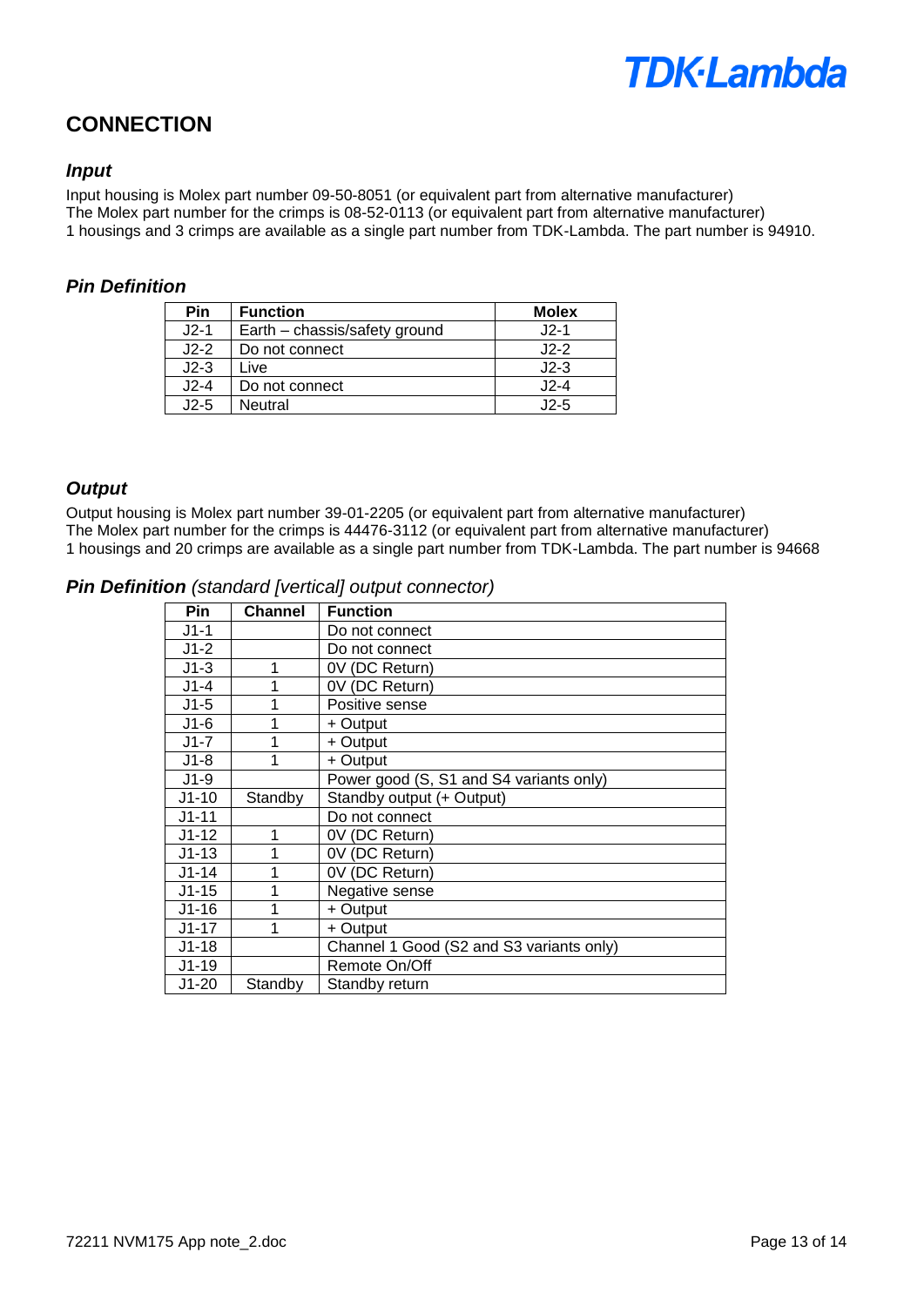## CONNECTION

### *Input*

Input housing is Molex part number 09-50-8051 (or equivalent part from alternative manufacturer)
The Molex part number for the crimps is 08-52-0113 (or equivalent part from alternative manufacturer)
1 housings and 3 crimps are available as a single part number from TDK-Lambda. The part number is 94910.

### *Pin Definition*

| Pin | Function | Molex |
|---|---|---|
| J2-1 | Earth – chassis/safety ground | J2-1 |
| J2-2 | Do not connect | J2-2 |
| J2-3 | Live | J2-3 |
| J2-4 | Do not connect | J2-4 |
| J2-5 | Neutral | J2-5 |

### *Output*

Output housing is Molex part number 39-01-2205 (or equivalent part from alternative manufacturer)
The Molex part number for the crimps is 44476-3112 (or equivalent part from alternative manufacturer)
1 housings and 20 crimps are available as a single part number from TDK-Lambda. The part number is 94668

### *Pin Definition (standard [vertical] output connector)*

| Pin | Channel | Function |
|---|---|---|
| J1-1 | | Do not connect |
| J1-2 | | Do not connect |
| J1-3 | 1 | 0V (DC Return) |
| J1-4 | 1 | 0V (DC Return) |
| J1-5 | 1 | Positive sense |
| J1-6 | 1 | + Output |
| J1-7 | 1 | + Output |
| J1-8 | 1 | + Output |
| J1-9 | | Power good (S, S1 and S4 variants only) |
| J1-10 | Standby | Standby output (+ Output) |
| J1-11 | | Do not connect |
| J1-12 | 1 | 0V (DC Return) |
| J1-13 | 1 | 0V (DC Return) |
| J1-14 | 1 | 0V (DC Return) |
| J1-15 | 1 | Negative sense |
| J1-16 | 1 | + Output |
| J1-17 | 1 | + Output |
| J1-18 | | Channel 1 Good (S2 and S3 variants only) |
| J1-19 | | Remote On/Off |
| J1-20 | Standby | Standby return |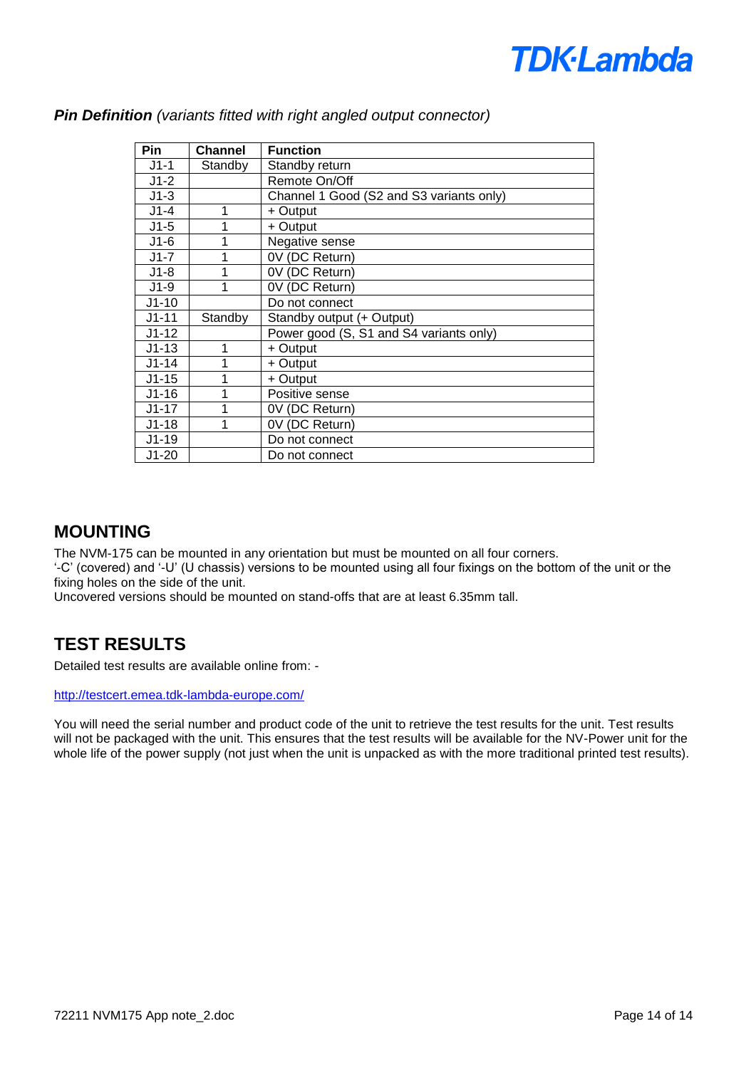***Pin Definition*** *(variants fitted with right angled output connector)*

| Pin | Channel | Function |
|---|---|---|
| J1-1 | Standby | Standby return |
| J1-2 | | Remote On/Off |
| J1-3 | | Channel 1 Good (S2 and S3 variants only) |
| J1-4 | 1 | + Output |
| J1-5 | 1 | + Output |
| J1-6 | 1 | Negative sense |
| J1-7 | 1 | 0V (DC Return) |
| J1-8 | 1 | 0V (DC Return) |
| J1-9 | 1 | 0V (DC Return) |
| J1-10 | | Do not connect |
| J1-11 | Standby | Standby output (+ Output) |
| J1-12 | | Power good (S, S1 and S4 variants only) |
| J1-13 | 1 | + Output |
| J1-14 | 1 | + Output |
| J1-15 | 1 | + Output |
| J1-16 | 1 | Positive sense |
| J1-17 | 1 | 0V (DC Return) |
| J1-18 | 1 | 0V (DC Return) |
| J1-19 | | Do not connect |
| J1-20 | | Do not connect |

## MOUNTING

The NVM-175 can be mounted in any orientation but must be mounted on all four corners.
'-C' (covered) and '-U' (U chassis) versions to be mounted using all four fixings on the bottom of the unit or the fixing holes on the side of the unit.
Uncovered versions should be mounted on stand-offs that are at least 6.35mm tall.

## TEST RESULTS

Detailed test results are available online from: -

http://testcert.emea.tdk-lambda-europe.com/

You will need the serial number and product code of the unit to retrieve the test results for the unit. Test results will not be packaged with the unit. This ensures that the test results will be available for the NV-Power unit for the whole life of the power supply (not just when the unit is unpacked as with the more traditional printed test results).